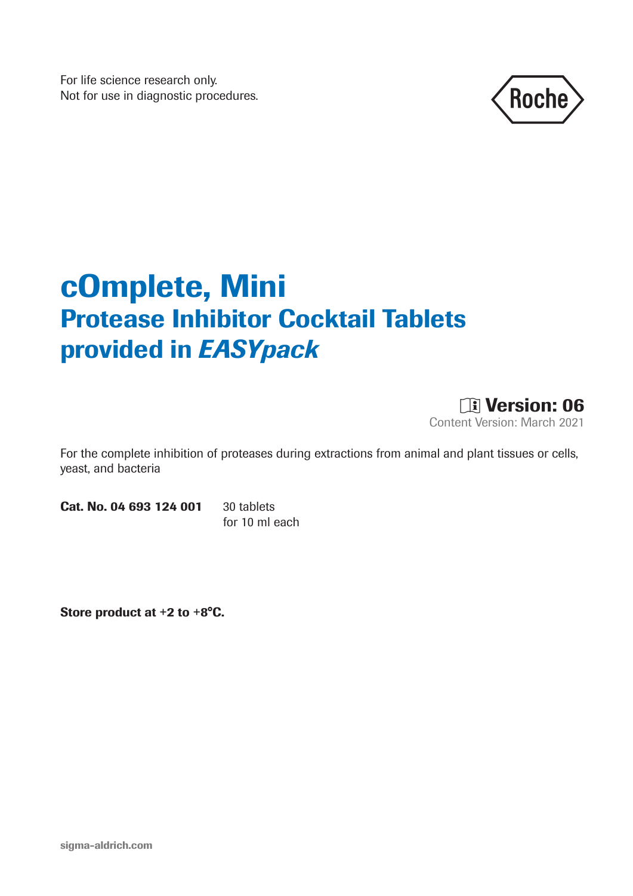For life science research only.
Not for use in diagnostic procedures.

# cOmplete, Mini

## Protease Inhibitor Cocktail Tablets provided in *EASYpack*

**Version: 06**
Content Version: March 2021

For the complete inhibition of proteases during extractions from animal and plant tissues or cells, yeast, and bacteria

**Cat. No. 04 693 124 001** 30 tablets
for 10 ml each

**Store product at +2 to +8°C.**

sigma-aldrich.com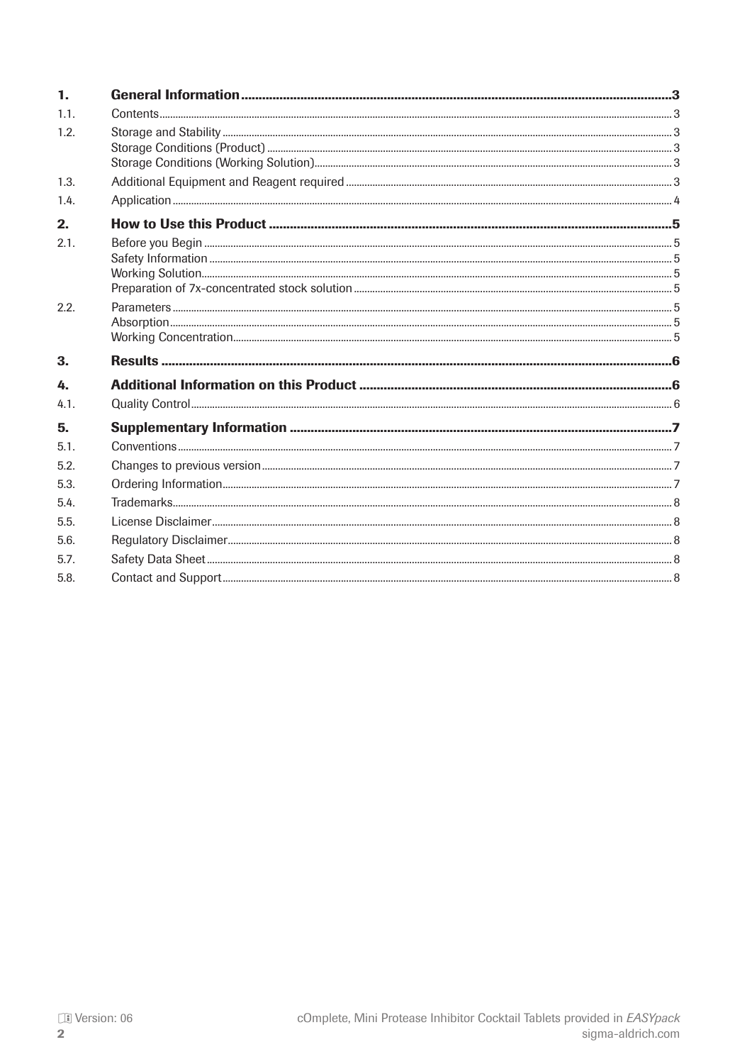| | | |
|---|---|---|
| **1.** | **General Information** | **3** |
| 1.1. | Contents | 3 |
| 1.2. | Storage and Stability | 3 |
| | Storage Conditions (Product) | 3 |
| | Storage Conditions (Working Solution) | 3 |
| 1.3. | Additional Equipment and Reagent required | 3 |
| 1.4. | Application | 4 |
| **2.** | **How to Use this Product** | **5** |
| 2.1. | Before you Begin | 5 |
| | Safety Information | 5 |
| | Working Solution | 5 |
| | Preparation of 7x-concentrated stock solution | 5 |
| 2.2. | Parameters | 5 |
| | Absorption | 5 |
| | Working Concentration | 5 |
| **3.** | **Results** | **6** |
| **4.** | **Additional Information on this Product** | **6** |
| 4.1. | Quality Control | 6 |
| **5.** | **Supplementary Information** | **7** |
| 5.1. | Conventions | 7 |
| 5.2. | Changes to previous version | 7 |
| 5.3. | Ordering Information | 7 |
| 5.4. | Trademarks | 8 |
| 5.5. | License Disclaimer | 8 |
| 5.6. | Regulatory Disclaimer | 8 |
| 5.7. | Safety Data Sheet | 8 |
| 5.8. | Contact and Support | 8 |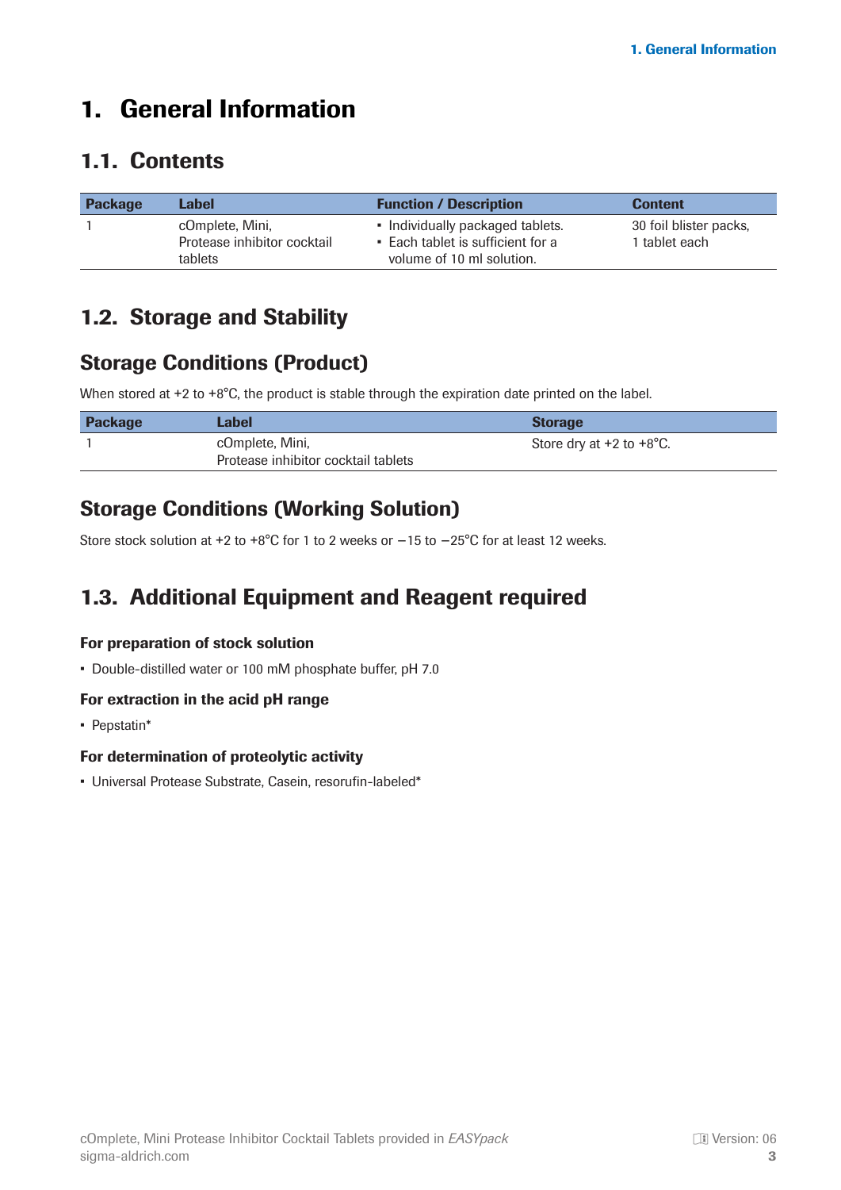# 1. General Information

## 1.1. Contents

| Package | Label | Function / Description | Content |
|---|---|---|---|
| 1 | cOmplete, Mini, Protease inhibitor cocktail tablets | • Individually packaged tablets. • Each tablet is sufficient for a volume of 10 ml solution. | 30 foil blister packs, 1 tablet each |

## 1.2. Storage and Stability

### Storage Conditions (Product)

When stored at +2 to +8°C, the product is stable through the expiration date printed on the label.

| Package | Label | Storage |
|---|---|---|
| 1 | cOmplete, Mini, Protease inhibitor cocktail tablets | Store dry at +2 to +8°C. |

### Storage Conditions (Working Solution)

Store stock solution at +2 to +8°C for 1 to 2 weeks or −15 to −25°C for at least 12 weeks.

## 1.3. Additional Equipment and Reagent required

#### For preparation of stock solution

- Double-distilled water or 100 mM phosphate buffer, pH 7.0

#### For extraction in the acid pH range

- Pepstatin*

#### For determination of proteolytic activity

- Universal Protease Substrate, Casein, resorufin-labeled*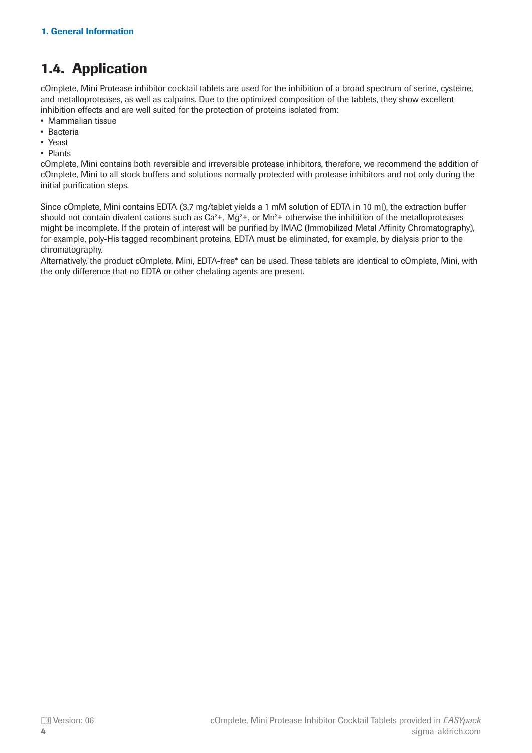## 1.4. Application

cOmplete, Mini Protease inhibitor cocktail tablets are used for the inhibition of a broad spectrum of serine, cysteine, and metalloproteases, as well as calpains. Due to the optimized composition of the tablets, they show excellent inhibition effects and are well suited for the protection of proteins isolated from:

- Mammalian tissue
- Bacteria
- Yeast
- Plants

cOmplete, Mini contains both reversible and irreversible protease inhibitors, therefore, we recommend the addition of cOmplete, Mini to all stock buffers and solutions normally protected with protease inhibitors and not only during the initial purification steps.

Since cOmplete, Mini contains EDTA (3.7 mg/tablet yields a 1 mM solution of EDTA in 10 ml), the extraction buffer should not contain divalent cations such as $Ca^{2+}$, $Mg^{2+}$, or $Mn^{2+}$ otherwise the inhibition of the metalloproteases might be incomplete. If the protein of interest will be purified by IMAC (Immobilized Metal Affinity Chromatography), for example, poly-His tagged recombinant proteins, EDTA must be eliminated, for example, by dialysis prior to the chromatography.
Alternatively, the product cOmplete, Mini, EDTA-free* can be used. These tablets are identical to cOmplete, Mini, with the only difference that no EDTA or other chelating agents are present.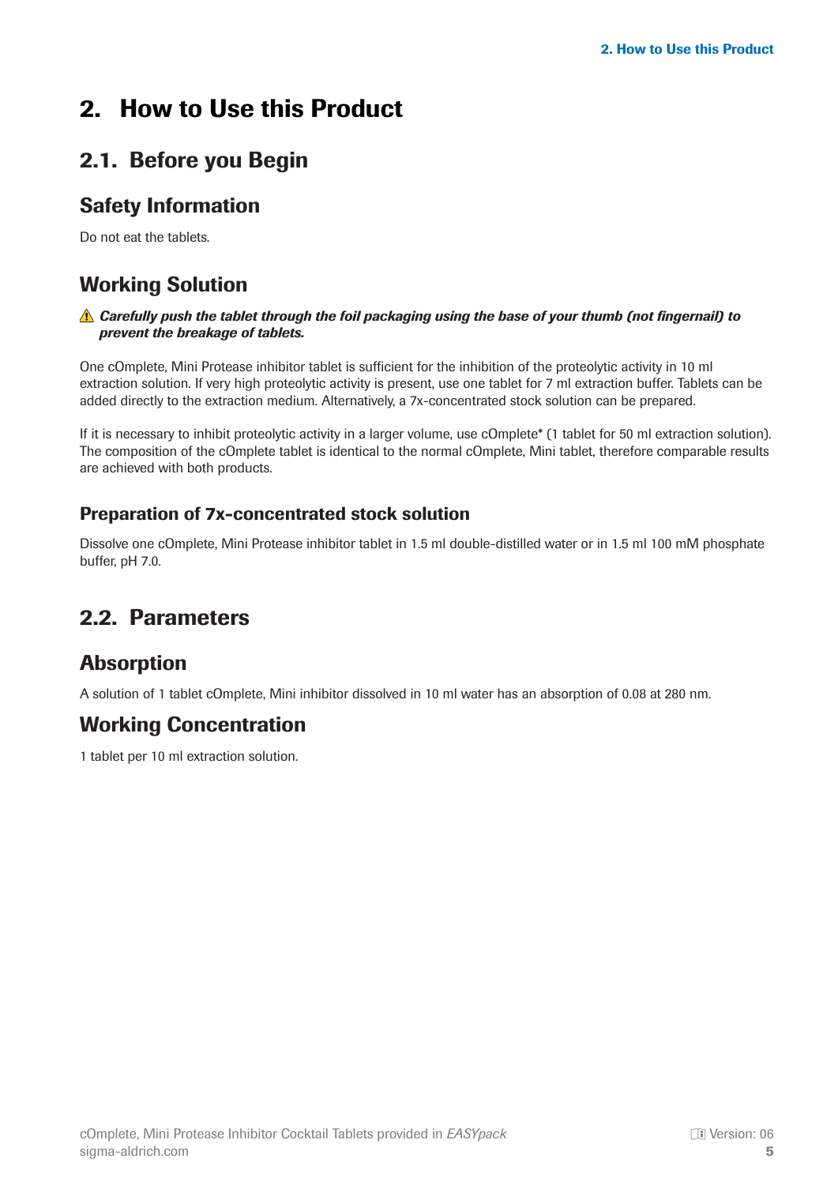# 2. How to Use this Product

## 2.1. Before you Begin

### Safety Information

Do not eat the tablets.

### Working Solution

⚠ ***Carefully push the tablet through the foil packaging using the base of your thumb (not fingernail) to prevent the breakage of tablets.***

One cOmplete, Mini Protease inhibitor tablet is sufficient for the inhibition of the proteolytic activity in 10 ml extraction solution. If very high proteolytic activity is present, use one tablet for 7 ml extraction buffer. Tablets can be added directly to the extraction medium. Alternatively, a 7x-concentrated stock solution can be prepared.

If it is necessary to inhibit proteolytic activity in a larger volume, use cOmplete* (1 tablet for 50 ml extraction solution). The composition of the cOmplete tablet is identical to the normal cOmplete, Mini tablet, therefore comparable results are achieved with both products.

#### Preparation of 7x-concentrated stock solution

Dissolve one cOmplete, Mini Protease inhibitor tablet in 1.5 ml double-distilled water or in 1.5 ml 100 mM phosphate buffer, pH 7.0.

## 2.2. Parameters

### Absorption

A solution of 1 tablet cOmplete, Mini inhibitor dissolved in 10 ml water has an absorption of 0.08 at 280 nm.

### Working Concentration

1 tablet per 10 ml extraction solution.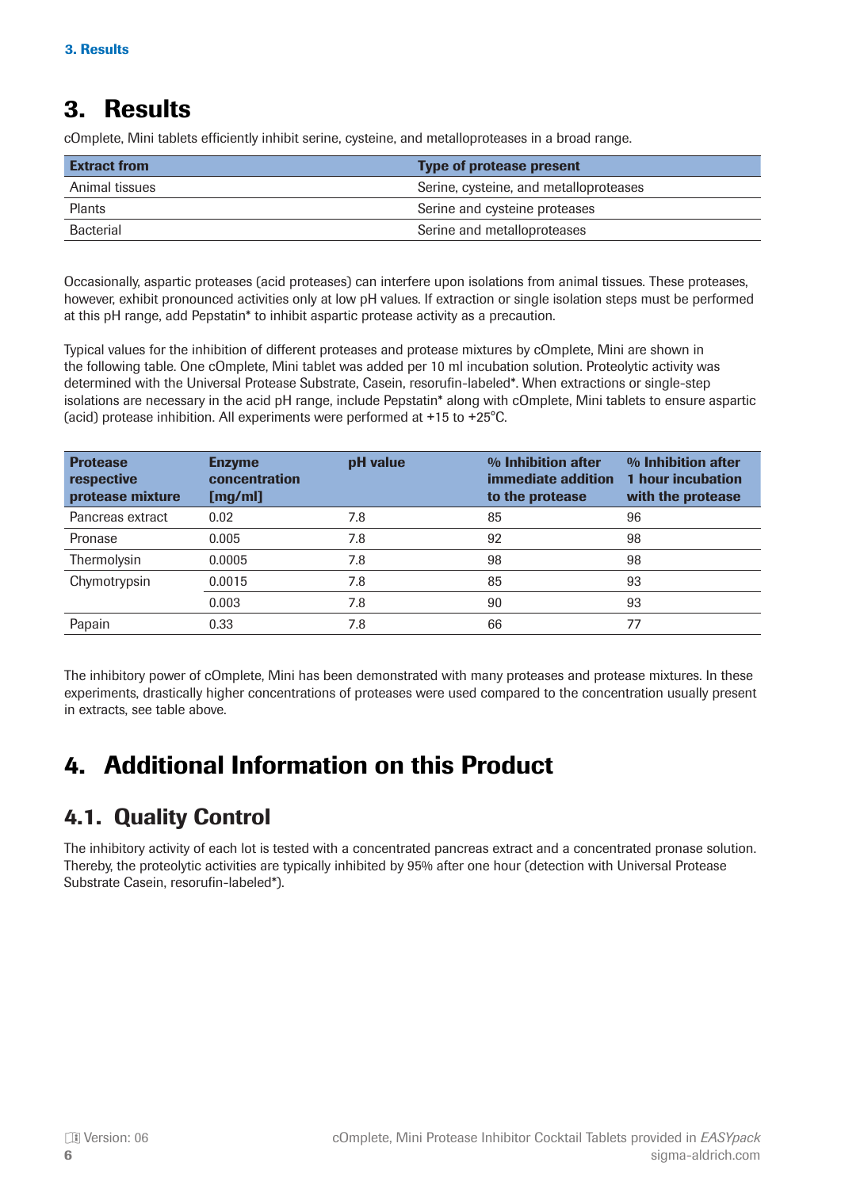# 3. Results

cOmplete, Mini tablets efficiently inhibit serine, cysteine, and metalloproteases in a broad range.

| Extract from | Type of protease present |
|---|---|
| Animal tissues | Serine, cysteine, and metalloproteases |
| Plants | Serine and cysteine proteases |
| Bacterial | Serine and metalloproteases |

Occasionally, aspartic proteases (acid proteases) can interfere upon isolations from animal tissues. These proteases, however, exhibit pronounced activities only at low pH values. If extraction or single isolation steps must be performed at this pH range, add Pepstatin* to inhibit aspartic protease activity as a precaution.

Typical values for the inhibition of different proteases and protease mixtures by cOmplete, Mini are shown in the following table. One cOmplete, Mini tablet was added per 10 ml incubation solution. Proteolytic activity was determined with the Universal Protease Substrate, Casein, resorufin-labeled*. When extractions or single-step isolations are necessary in the acid pH range, include Pepstatin* along with cOmplete, Mini tablets to ensure aspartic (acid) protease inhibition. All experiments were performed at +15 to +25°C.

| Protease respective protease mixture | Enzyme concentration [mg/ml] | pH value | % Inhibition after immediate addition to the protease | % Inhibition after 1 hour incubation with the protease |
|---|---|---|---|---|
| Pancreas extract | 0.02 | 7.8 | 85 | 96 |
| Pronase | 0.005 | 7.8 | 92 | 98 |
| Thermolysin | 0.0005 | 7.8 | 98 | 98 |
| Chymotrypsin | 0.0015 | 7.8 | 85 | 93 |
| | 0.003 | 7.8 | 90 | 93 |
| Papain | 0.33 | 7.8 | 66 | 77 |

The inhibitory power of cOmplete, Mini has been demonstrated with many proteases and protease mixtures. In these experiments, drastically higher concentrations of proteases were used compared to the concentration usually present in extracts, see table above.

# 4. Additional Information on this Product

## 4.1. Quality Control

The inhibitory activity of each lot is tested with a concentrated pancreas extract and a concentrated pronase solution. Thereby, the proteolytic activities are typically inhibited by 95% after one hour (detection with Universal Protease Substrate Casein, resorufin-labeled*).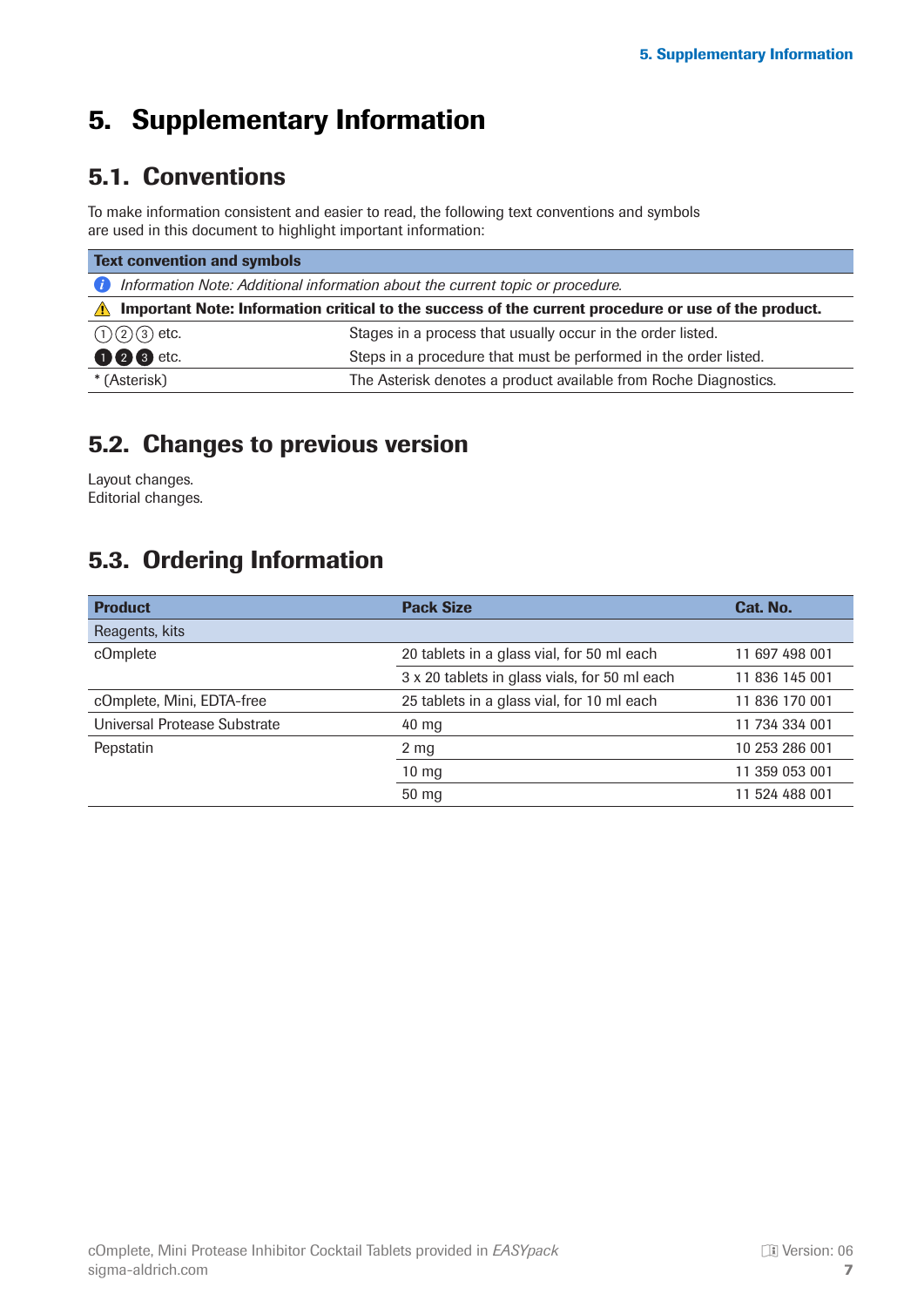# 5. Supplementary Information

## 5.1. Conventions

To make information consistent and easier to read, the following text conventions and symbols are used in this document to highlight important information:

| Text convention and symbols | |
|---|---|
| *Information Note: Additional information about the current topic or procedure.* | |
| **Important Note: Information critical to the success of the current procedure or use of the product.** | |
| ① ② ③ etc. | Stages in a process that usually occur in the order listed. |
| ❶ ❷ ❸ etc. | Steps in a procedure that must be performed in the order listed. |
| * (Asterisk) | The Asterisk denotes a product available from Roche Diagnostics. |

## 5.2. Changes to previous version

Layout changes.
Editorial changes.

## 5.3. Ordering Information

| Product | Pack Size | Cat. No. |
|---|---|---|
| Reagents, kits | | |
| cOmplete | 20 tablets in a glass vial, for 50 ml each | 11 697 498 001 |
| | 3 x 20 tablets in glass vials, for 50 ml each | 11 836 145 001 |
| cOmplete, Mini, EDTA-free | 25 tablets in a glass vial, for 10 ml each | 11 836 170 001 |
| Universal Protease Substrate | 40 mg | 11 734 334 001 |
| Pepstatin | 2 mg | 10 253 286 001 |
| | 10 mg | 11 359 053 001 |
| | 50 mg | 11 524 488 001 |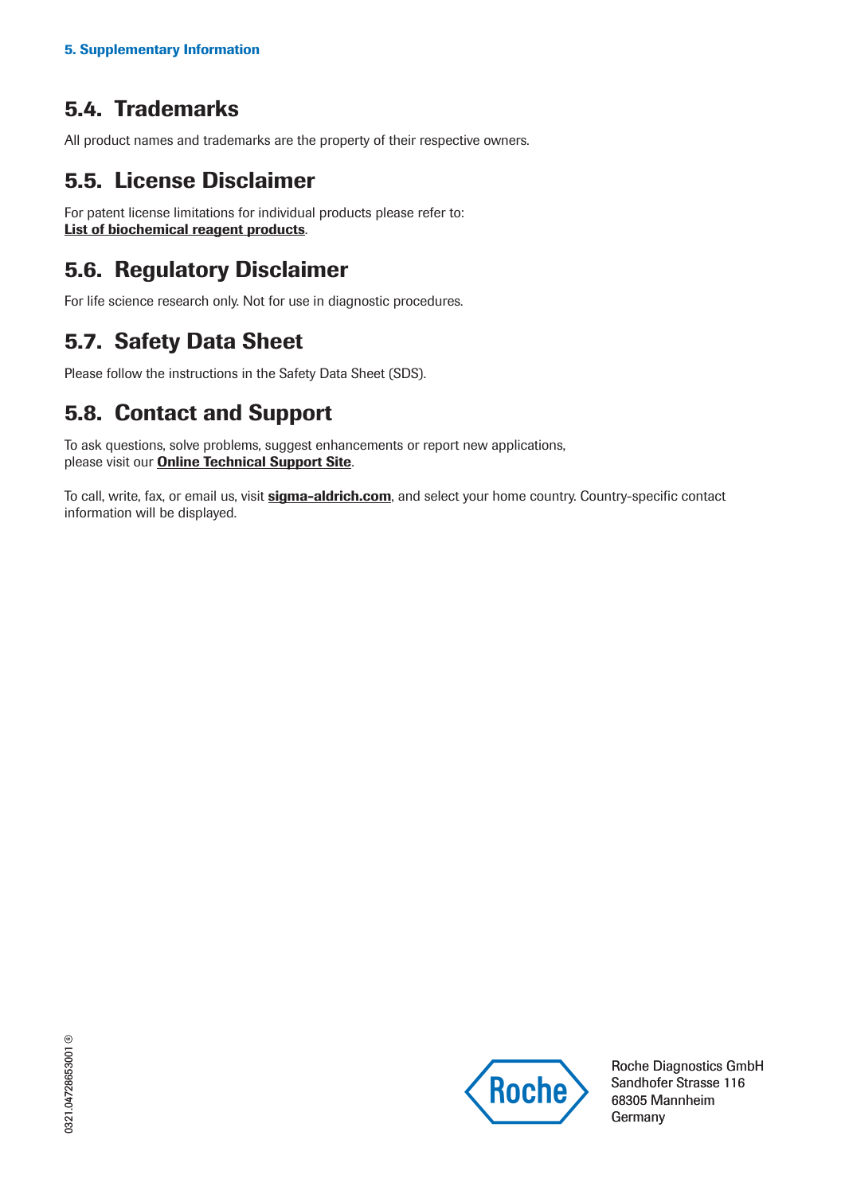## 5.4. Trademarks

All product names and trademarks are the property of their respective owners.

## 5.5. License Disclaimer

For patent license limitations for individual products please refer to:
**List of biochemical reagent products**.

## 5.6. Regulatory Disclaimer

For life science research only. Not for use in diagnostic procedures.

## 5.7. Safety Data Sheet

Please follow the instructions in the Safety Data Sheet (SDS).

## 5.8. Contact and Support

To ask questions, solve problems, suggest enhancements or report new applications, please visit our **Online Technical Support Site**.

To call, write, fax, or email us, visit **sigma-aldrich.com**, and select your home country. Country-specific contact information will be displayed.

0321.04728653001 ⑥

Roche Diagnostics GmbH
Sandhofer Strasse 116
68305 Mannheim
Germany